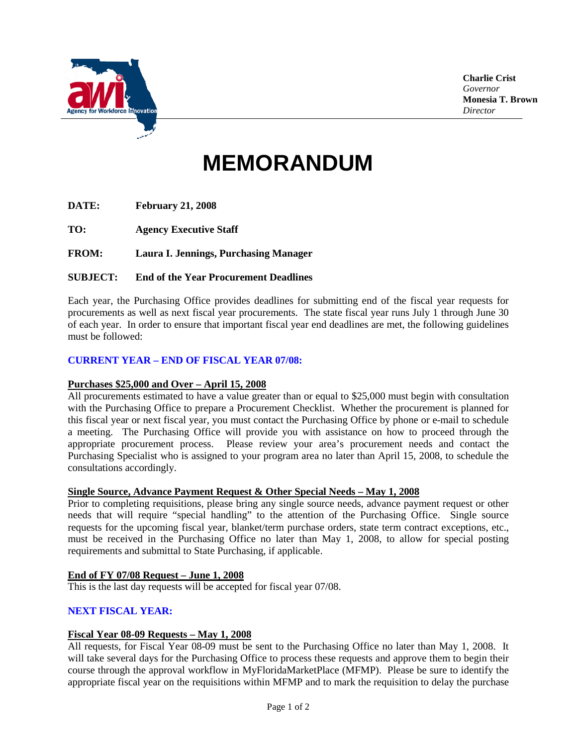Agency for Workforce Innovation

**Charlie Crist**
*Governor*
**Monesia T. Brown**
*Director*

# MEMORANDUM

**DATE:** **February 21, 2008**

**TO:** **Agency Executive Staff**

**FROM:** **Laura I. Jennings, Purchasing Manager**

**SUBJECT:** **End of the Year Procurement Deadlines**

Each year, the Purchasing Office provides deadlines for submitting end of the fiscal year requests for procurements as well as next fiscal year procurements. The state fiscal year runs July 1 through June 30 of each year. In order to ensure that important fiscal year end deadlines are met, the following guidelines must be followed:

## CURRENT YEAR – END OF FISCAL YEAR 07/08:

### Purchases $25,000 and Over – April 15, 2008

All procurements estimated to have a value greater than or equal to $25,000 must begin with consultation with the Purchasing Office to prepare a Procurement Checklist. Whether the procurement is planned for this fiscal year or next fiscal year, you must contact the Purchasing Office by phone or e-mail to schedule a meeting. The Purchasing Office will provide you with assistance on how to proceed through the appropriate procurement process. Please review your area's procurement needs and contact the Purchasing Specialist who is assigned to your program area no later than April 15, 2008, to schedule the consultations accordingly.

### Single Source, Advance Payment Request & Other Special Needs – May 1, 2008

Prior to completing requisitions, please bring any single source needs, advance payment request or other needs that will require "special handling" to the attention of the Purchasing Office. Single source requests for the upcoming fiscal year, blanket/term purchase orders, state term contract exceptions, etc., must be received in the Purchasing Office no later than May 1, 2008, to allow for special posting requirements and submittal to State Purchasing, if applicable.

### End of FY 07/08 Request – June 1, 2008

This is the last day requests will be accepted for fiscal year 07/08.

## NEXT FISCAL YEAR:

### Fiscal Year 08-09 Requests – May 1, 2008

All requests, for Fiscal Year 08-09 must be sent to the Purchasing Office no later than May 1, 2008. It will take several days for the Purchasing Office to process these requests and approve them to begin their course through the approval workflow in MyFloridaMarketPlace (MFMP). Please be sure to identify the appropriate fiscal year on the requisitions within MFMP and to mark the requisition to delay the purchase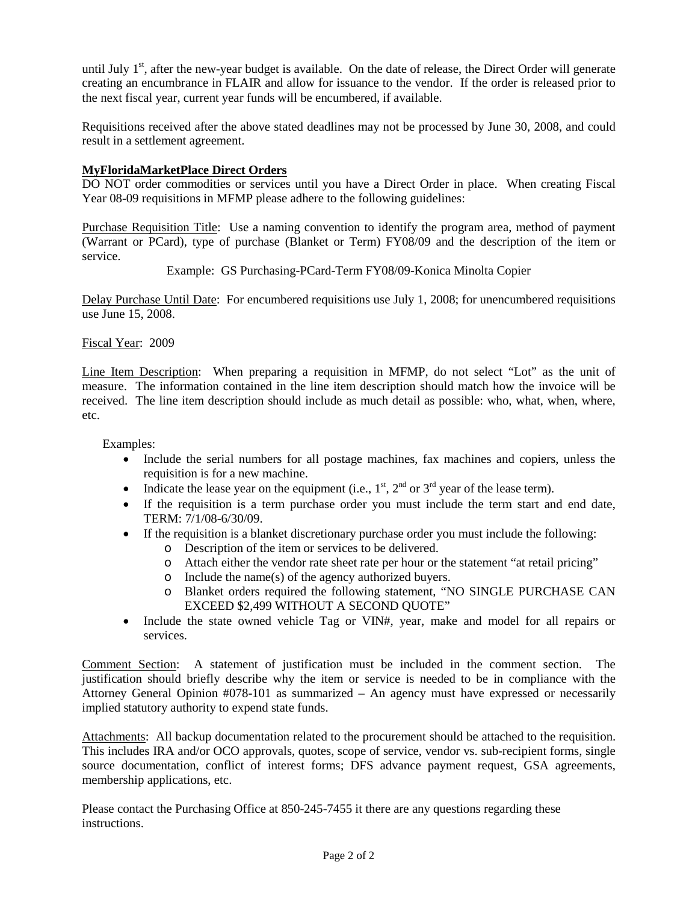until July 1st, after the new-year budget is available. On the date of release, the Direct Order will generate creating an encumbrance in FLAIR and allow for issuance to the vendor. If the order is released prior to the next fiscal year, current year funds will be encumbered, if available.

Requisitions received after the above stated deadlines may not be processed by June 30, 2008, and could result in a settlement agreement.

**MyFloridaMarketPlace Direct Orders**

DO NOT order commodities or services until you have a Direct Order in place. When creating Fiscal Year 08-09 requisitions in MFMP please adhere to the following guidelines:

Purchase Requisition Title: Use a naming convention to identify the program area, method of payment (Warrant or PCard), type of purchase (Blanket or Term) FY08/09 and the description of the item or service.

Example: GS Purchasing-PCard-Term FY08/09-Konica Minolta Copier

Delay Purchase Until Date: For encumbered requisitions use July 1, 2008; for unencumbered requisitions use June 15, 2008.

Fiscal Year: 2009

Line Item Description: When preparing a requisition in MFMP, do not select "Lot" as the unit of measure. The information contained in the line item description should match how the invoice will be received. The line item description should include as much detail as possible: who, what, when, where, etc.

Examples:

- Include the serial numbers for all postage machines, fax machines and copiers, unless the requisition is for a new machine.
- Indicate the lease year on the equipment (i.e., 1st, 2nd or 3rd year of the lease term).
- If the requisition is a term purchase order you must include the term start and end date, TERM: 7/1/08-6/30/09.
- If the requisition is a blanket discretionary purchase order you must include the following:
  - Description of the item or services to be delivered.
  - Attach either the vendor rate sheet rate per hour or the statement "at retail pricing"
  - Include the name(s) of the agency authorized buyers.
  - Blanket orders required the following statement, "NO SINGLE PURCHASE CAN EXCEED $2,499 WITHOUT A SECOND QUOTE"
- Include the state owned vehicle Tag or VIN#, year, make and model for all repairs or services.

Comment Section: A statement of justification must be included in the comment section. The justification should briefly describe why the item or service is needed to be in compliance with the Attorney General Opinion #078-101 as summarized – An agency must have expressed or necessarily implied statutory authority to expend state funds.

Attachments: All backup documentation related to the procurement should be attached to the requisition. This includes IRA and/or OCO approvals, quotes, scope of service, vendor vs. sub-recipient forms, single source documentation, conflict of interest forms; DFS advance payment request, GSA agreements, membership applications, etc.

Please contact the Purchasing Office at 850-245-7455 it there are any questions regarding these instructions.